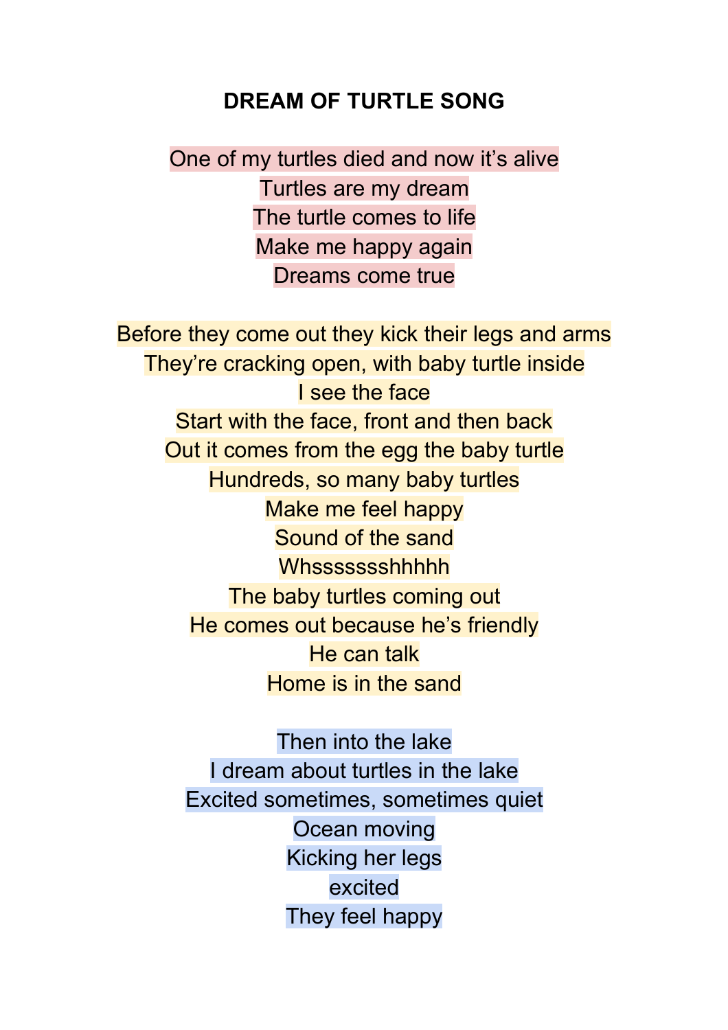# DREAM OF TURTLE SONG

One of my turtles died and now it's alive
Turtles are my dream
The turtle comes to life
Make me happy again
Dreams come true

Before they come out they kick their legs and arms
They're cracking open, with baby turtle inside
I see the face
Start with the face, front and then back
Out it comes from the egg the baby turtle
Hundreds, so many baby turtles
Make me feel happy
Sound of the sand
Whssssssshhhhh
The baby turtles coming out
He comes out because he's friendly
He can talk
Home is in the sand

Then into the lake
I dream about turtles in the lake
Excited sometimes, sometimes quiet
Ocean moving
Kicking her legs
excited
They feel happy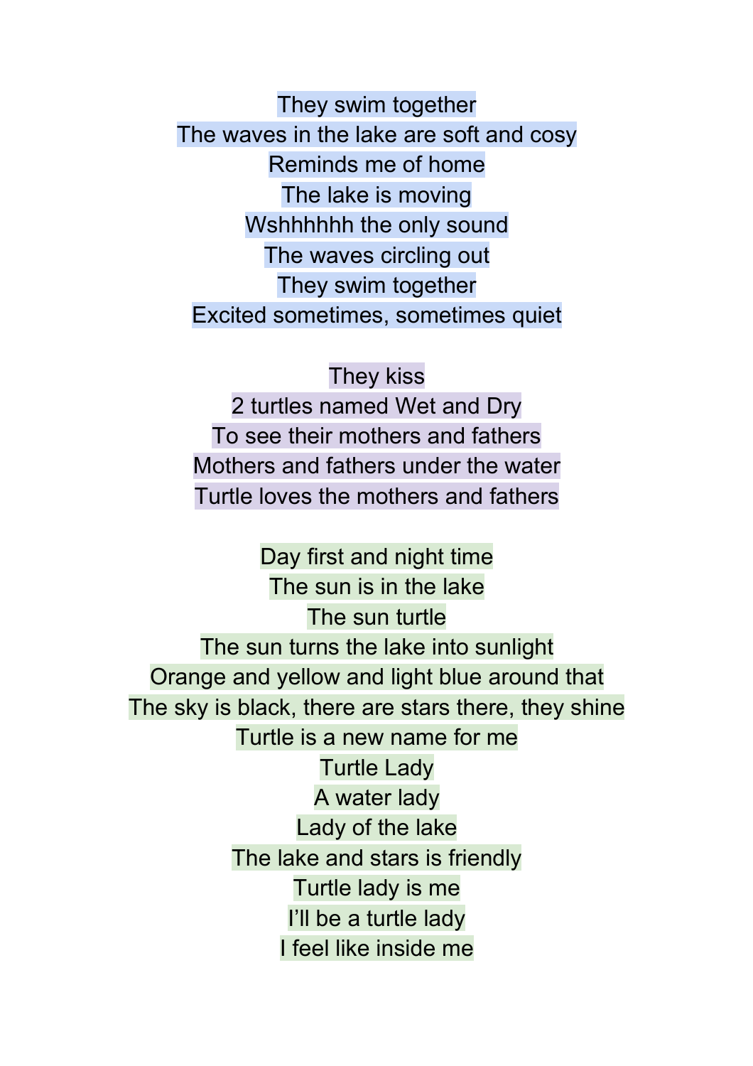They swim together
The waves in the lake are soft and cosy
Reminds me of home
The lake is moving
Wshhhhhh the only sound
The waves circling out
They swim together
Excited sometimes, sometimes quiet

They kiss
2 turtles named Wet and Dry
To see their mothers and fathers
Mothers and fathers under the water
Turtle loves the mothers and fathers

Day first and night time
The sun is in the lake
The sun turtle
The sun turns the lake into sunlight
Orange and yellow and light blue around that
The sky is black, there are stars there, they shine
Turtle is a new name for me
Turtle Lady
A water lady
Lady of the lake
The lake and stars is friendly
Turtle lady is me
I'll be a turtle lady
I feel like inside me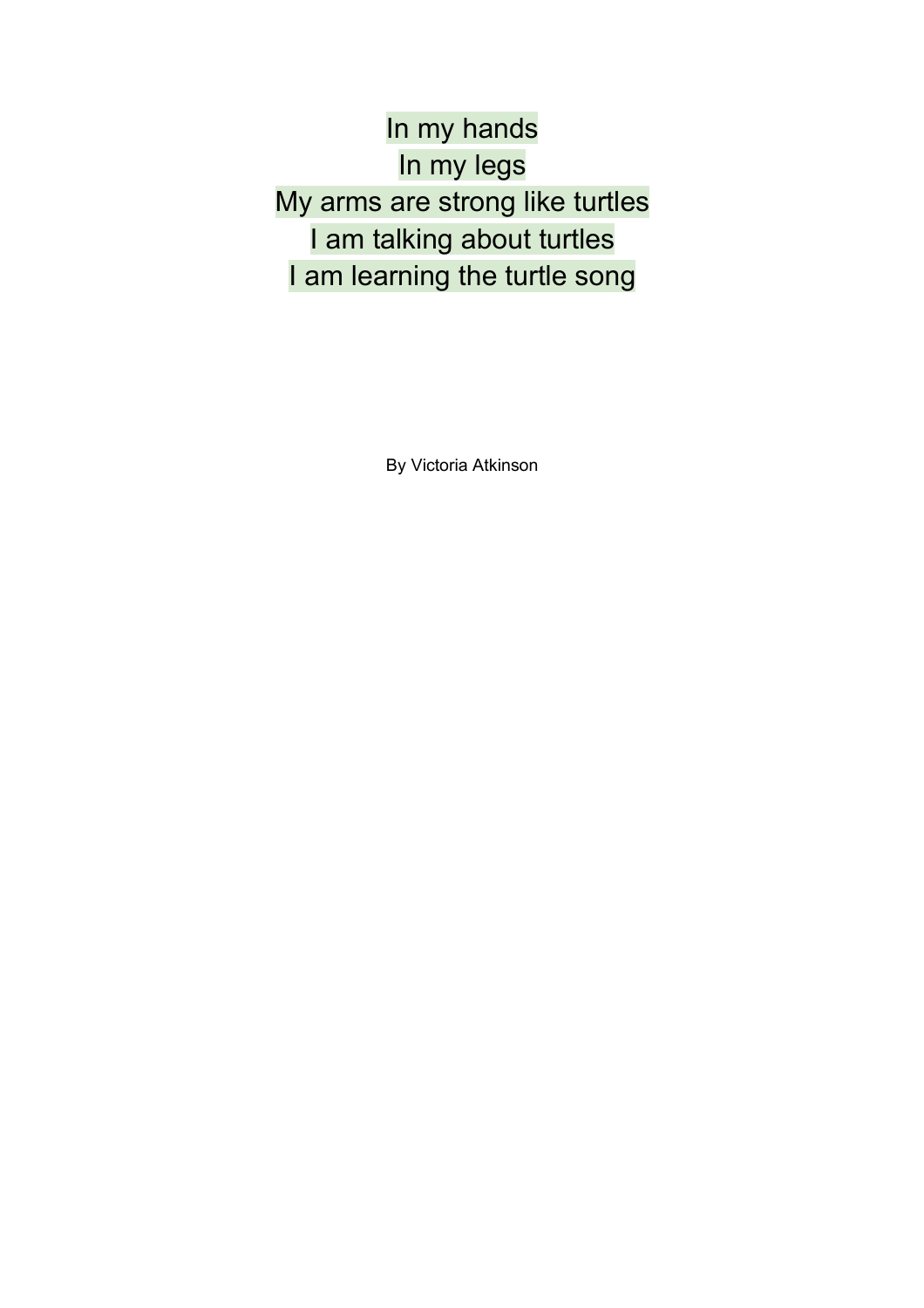In my hands  
In my legs  
My arms are strong like turtles  
I am talking about turtles  
I am learning the turtle song

By Victoria Atkinson